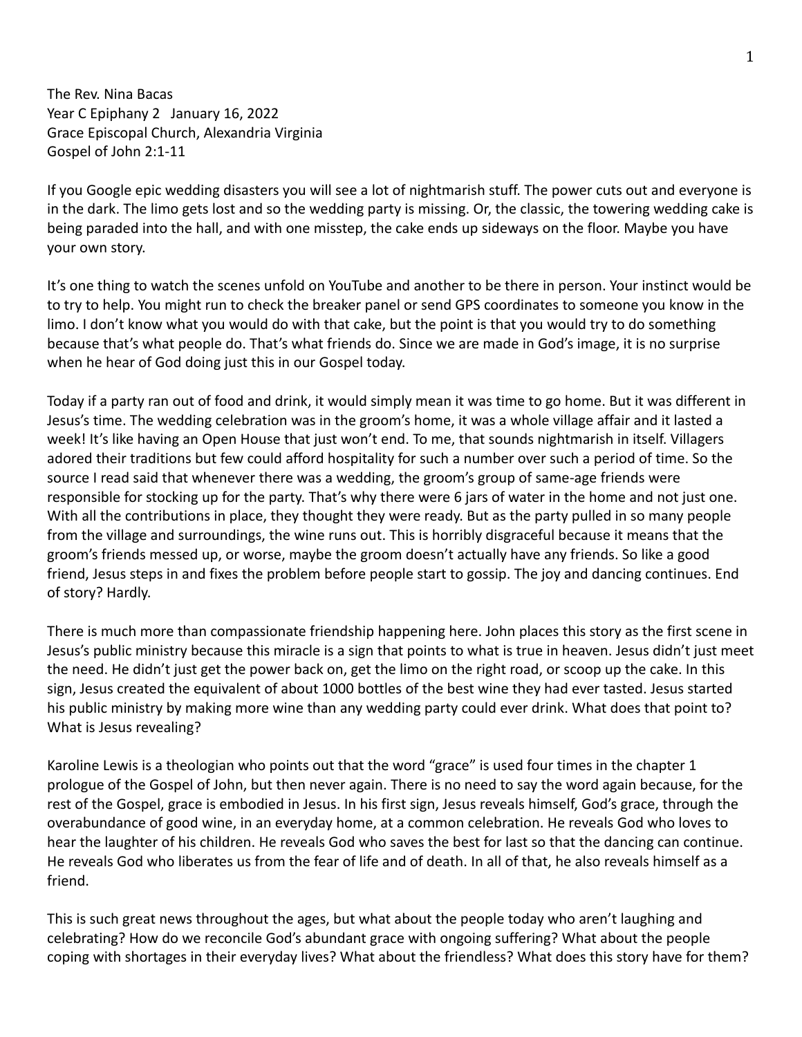The Rev. Nina Bacas
Year C Epiphany 2 January 16, 2022
Grace Episcopal Church, Alexandria Virginia
Gospel of John 2:1-11

If you Google epic wedding disasters you will see a lot of nightmarish stuff. The power cuts out and everyone is in the dark. The limo gets lost and so the wedding party is missing. Or, the classic, the towering wedding cake is being paraded into the hall, and with one misstep, the cake ends up sideways on the floor. Maybe you have your own story.

It's one thing to watch the scenes unfold on YouTube and another to be there in person. Your instinct would be to try to help. You might run to check the breaker panel or send GPS coordinates to someone you know in the limo. I don't know what you would do with that cake, but the point is that you would try to do something because that's what people do. That's what friends do. Since we are made in God's image, it is no surprise when he hear of God doing just this in our Gospel today.

Today if a party ran out of food and drink, it would simply mean it was time to go home. But it was different in Jesus's time. The wedding celebration was in the groom's home, it was a whole village affair and it lasted a week! It's like having an Open House that just won't end. To me, that sounds nightmarish in itself. Villagers adored their traditions but few could afford hospitality for such a number over such a period of time. So the source I read said that whenever there was a wedding, the groom's group of same-age friends were responsible for stocking up for the party. That's why there were 6 jars of water in the home and not just one. With all the contributions in place, they thought they were ready. But as the party pulled in so many people from the village and surroundings, the wine runs out. This is horribly disgraceful because it means that the groom's friends messed up, or worse, maybe the groom doesn't actually have any friends. So like a good friend, Jesus steps in and fixes the problem before people start to gossip. The joy and dancing continues. End of story? Hardly.

There is much more than compassionate friendship happening here. John places this story as the first scene in Jesus's public ministry because this miracle is a sign that points to what is true in heaven. Jesus didn't just meet the need. He didn't just get the power back on, get the limo on the right road, or scoop up the cake. In this sign, Jesus created the equivalent of about 1000 bottles of the best wine they had ever tasted. Jesus started his public ministry by making more wine than any wedding party could ever drink. What does that point to? What is Jesus revealing?

Karoline Lewis is a theologian who points out that the word "grace" is used four times in the chapter 1 prologue of the Gospel of John, but then never again. There is no need to say the word again because, for the rest of the Gospel, grace is embodied in Jesus. In his first sign, Jesus reveals himself, God's grace, through the overabundance of good wine, in an everyday home, at a common celebration. He reveals God who loves to hear the laughter of his children. He reveals God who saves the best for last so that the dancing can continue. He reveals God who liberates us from the fear of life and of death. In all of that, he also reveals himself as a friend.

This is such great news throughout the ages, but what about the people today who aren't laughing and celebrating? How do we reconcile God's abundant grace with ongoing suffering? What about the people coping with shortages in their everyday lives? What about the friendless? What does this story have for them?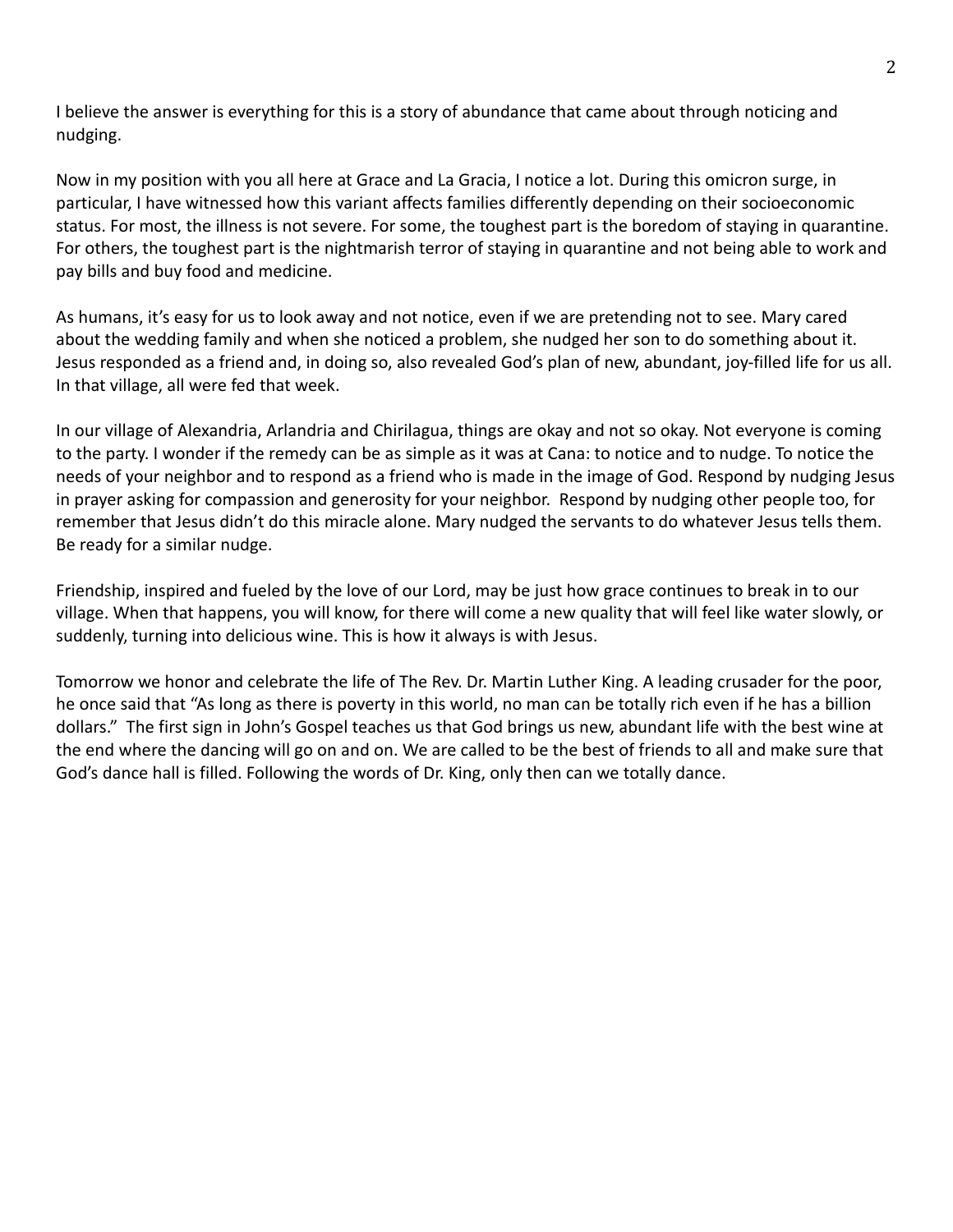I believe the answer is everything for this is a story of abundance that came about through noticing and nudging.

Now in my position with you all here at Grace and La Gracia, I notice a lot. During this omicron surge, in particular, I have witnessed how this variant affects families differently depending on their socioeconomic status. For most, the illness is not severe. For some, the toughest part is the boredom of staying in quarantine. For others, the toughest part is the nightmarish terror of staying in quarantine and not being able to work and pay bills and buy food and medicine.

As humans, it's easy for us to look away and not notice, even if we are pretending not to see. Mary cared about the wedding family and when she noticed a problem, she nudged her son to do something about it. Jesus responded as a friend and, in doing so, also revealed God's plan of new, abundant, joy-filled life for us all. In that village, all were fed that week.

In our village of Alexandria, Arlandria and Chirilagua, things are okay and not so okay. Not everyone is coming to the party. I wonder if the remedy can be as simple as it was at Cana: to notice and to nudge. To notice the needs of your neighbor and to respond as a friend who is made in the image of God. Respond by nudging Jesus in prayer asking for compassion and generosity for your neighbor. Respond by nudging other people too, for remember that Jesus didn't do this miracle alone. Mary nudged the servants to do whatever Jesus tells them. Be ready for a similar nudge.

Friendship, inspired and fueled by the love of our Lord, may be just how grace continues to break in to our village. When that happens, you will know, for there will come a new quality that will feel like water slowly, or suddenly, turning into delicious wine. This is how it always is with Jesus.

Tomorrow we honor and celebrate the life of The Rev. Dr. Martin Luther King. A leading crusader for the poor, he once said that "As long as there is poverty in this world, no man can be totally rich even if he has a billion dollars." The first sign in John's Gospel teaches us that God brings us new, abundant life with the best wine at the end where the dancing will go on and on. We are called to be the best of friends to all and make sure that God's dance hall is filled. Following the words of Dr. King, only then can we totally dance.